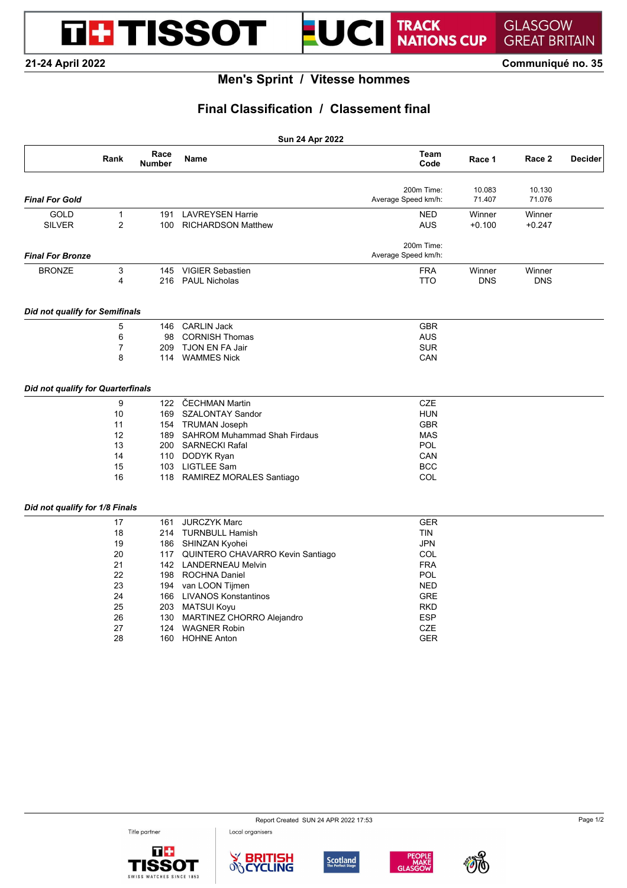TISSOT UCI TRACK NATIONS CUP GLASGOW GREAT BRITAIN

21-24 April 2022 — Communiqué no. 35

# Men's Sprint / Vitesse hommes

## Final Classification / Classement final

**Sun 24 Apr 2022**

| | Rank | Race Number | Name | Team Code | Race 1 | Race 2 | Decider |
|---|---|---|---|---|---|---|---|
| ***Final For Gold*** | | | | 200m Time: | 10.083 | 10.130 | |
| | | | | Average Speed km/h: | 71.407 | 71.076 | |
| GOLD | 1 | 191 | LAVREYSEN Harrie | NED | Winner | Winner | |
| SILVER | 2 | 100 | RICHARDSON Matthew | AUS | +0.100 | +0.247 | |
| ***Final For Bronze*** | | | | 200m Time: | | | |
| | | | | Average Speed km/h: | | | |
| BRONZE | 3 | 145 | VIGIER Sebastien | FRA | Winner | Winner | |
| | 4 | 216 | PAUL Nicholas | TTO | DNS | DNS | |
| ***Did not qualify for Semifinals*** | | | | | | | |
| | 5 | 146 | CARLIN Jack | GBR | | | |
| | 6 | 98 | CORNISH Thomas | AUS | | | |
| | 7 | 209 | TJON EN FA Jair | SUR | | | |
| | 8 | 114 | WAMMES Nick | CAN | | | |
| ***Did not qualify for Quarterfinals*** | | | | | | | |
| | 9 | 122 | ČECHMAN Martin | CZE | | | |
| | 10 | 169 | SZALONTAY Sandor | HUN | | | |
| | 11 | 154 | TRUMAN Joseph | GBR | | | |
| | 12 | 189 | SAHROM Muhammad Shah Firdaus | MAS | | | |
| | 13 | 200 | SARNECKI Rafal | POL | | | |
| | 14 | 110 | DODYK Ryan | CAN | | | |
| | 15 | 103 | LIGTLEE Sam | BCC | | | |
| | 16 | 118 | RAMIREZ MORALES Santiago | COL | | | |
| ***Did not qualify for 1/8 Finals*** | | | | | | | |
| | 17 | 161 | JURCZYK Marc | GER | | | |
| | 18 | 214 | TURNBULL Hamish | TIN | | | |
| | 19 | 186 | SHINZAN Kyohei | JPN | | | |
| | 20 | 117 | QUINTERO CHAVARRO Kevin Santiago | COL | | | |
| | 21 | 142 | LANDERNEAU Melvin | FRA | | | |
| | 22 | 198 | ROCHNA Daniel | POL | | | |
| | 23 | 194 | van LOON Tijmen | NED | | | |
| | 24 | 166 | LIVANOS Konstantinos | GRE | | | |
| | 25 | 203 | MATSUI Koyu | RKD | | | |
| | 26 | 130 | MARTINEZ CHORRO Alejandro | ESP | | | |
| | 27 | 124 | WAGNER Robin | CZE | | | |
| | 28 | 160 | HOHNE Anton | GER | | | |

Report Created SUN 24 APR 2022 17:53

Title partner: TISSOT — Local organisers: British Cycling, Scotland, People Make Glasgow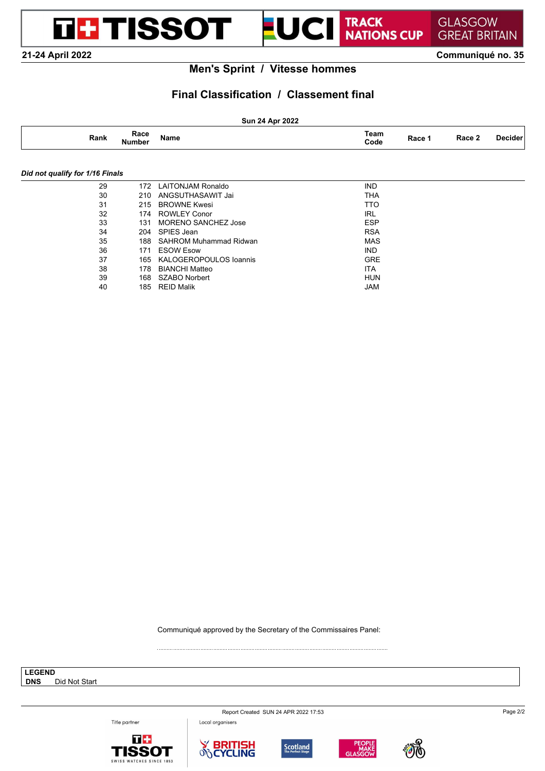21-24 April 2022

Communiqué no. 35

## Men's Sprint / Vitesse hommes

## Final Classification / Classement final

**Sun 24 Apr 2022**

| Rank | Race Number | Name | Team Code | Race 1 | Race 2 | Decider |
|---|---|---|---|---|---|---|
| ***Did not qualify for 1/16 Finals*** | | | | | | |
| 29 | 172 | LAITONJAM Ronaldo | IND | | | |
| 30 | 210 | ANGSUTHASAWIT Jai | THA | | | |
| 31 | 215 | BROWNE Kwesi | TTO | | | |
| 32 | 174 | ROWLEY Conor | IRL | | | |
| 33 | 131 | MORENO SANCHEZ Jose | ESP | | | |
| 34 | 204 | SPIES Jean | RSA | | | |
| 35 | 188 | SAHROM Muhammad Ridwan | MAS | | | |
| 36 | 171 | ESOW Esow | IND | | | |
| 37 | 165 | KALOGEROPOULOS Ioannis | GRE | | | |
| 38 | 178 | BIANCHI Matteo | ITA | | | |
| 39 | 168 | SZABO Norbert | HUN | | | |
| 40 | 185 | REID Malik | JAM | | | |

Communiqué approved by the Secretary of the Commissaires Panel:

.................................................................................................................

**LEGEND**
**DNS** Did Not Start

Report Created SUN 24 APR 2022 17:53

Title partner

Local organisers